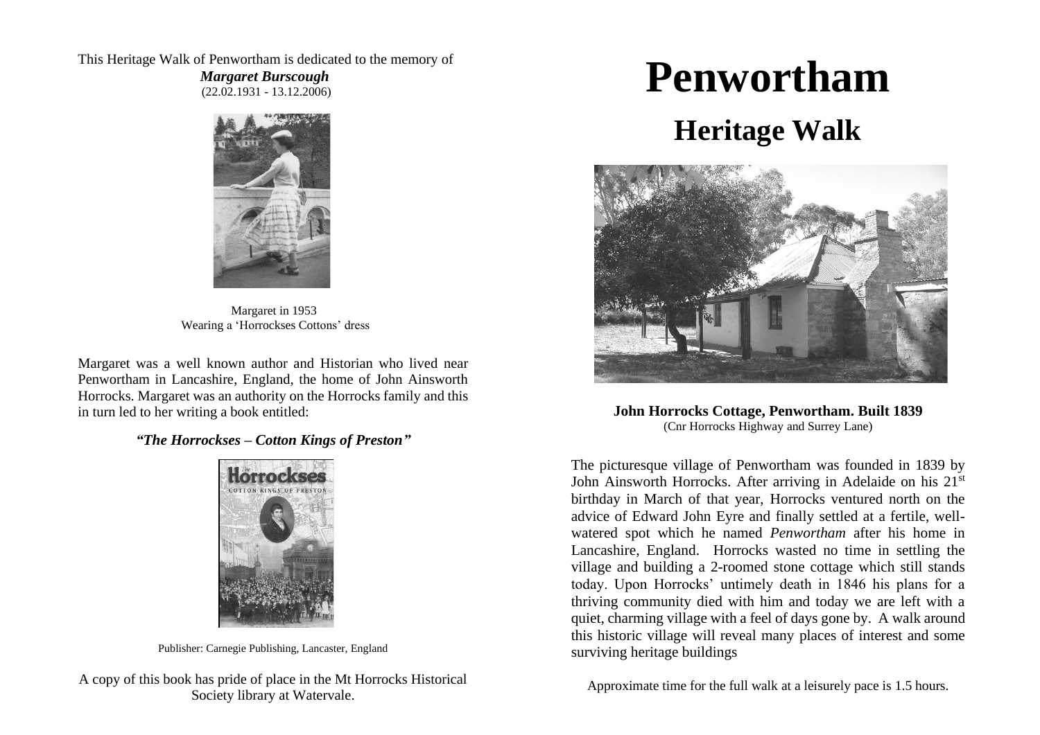This Heritage Walk of Penwortham is dedicated to the memory of

***Margaret Burscough***
(22.02.1931 - 13.12.2006)

Margaret in 1953
Wearing a 'Horrockses Cottons' dress

Margaret was a well known author and Historian who lived near Penwortham in Lancashire, England, the home of John Ainsworth Horrocks. Margaret was an authority on the Horrocks family and this in turn led to her writing a book entitled:

***"The Horrockses – Cotton Kings of Preston"***

Publisher: Carnegie Publishing, Lancaster, England

A copy of this book has pride of place in the Mt Horrocks Historical Society library at Watervale.

# Penwortham

## Heritage Walk

**John Horrocks Cottage, Penwortham. Built 1839**
(Cnr Horrocks Highway and Surrey Lane)

The picturesque village of Penwortham was founded in 1839 by John Ainsworth Horrocks. After arriving in Adelaide on his 21st birthday in March of that year, Horrocks ventured north on the advice of Edward John Eyre and finally settled at a fertile, well-watered spot which he named *Penwortham* after his home in Lancashire, England. Horrocks wasted no time in settling the village and building a 2-roomed stone cottage which still stands today. Upon Horrocks' untimely death in 1846 his plans for a thriving community died with him and today we are left with a quiet, charming village with a feel of days gone by. A walk around this historic village will reveal many places of interest and some surviving heritage buildings

Approximate time for the full walk at a leisurely pace is 1.5 hours.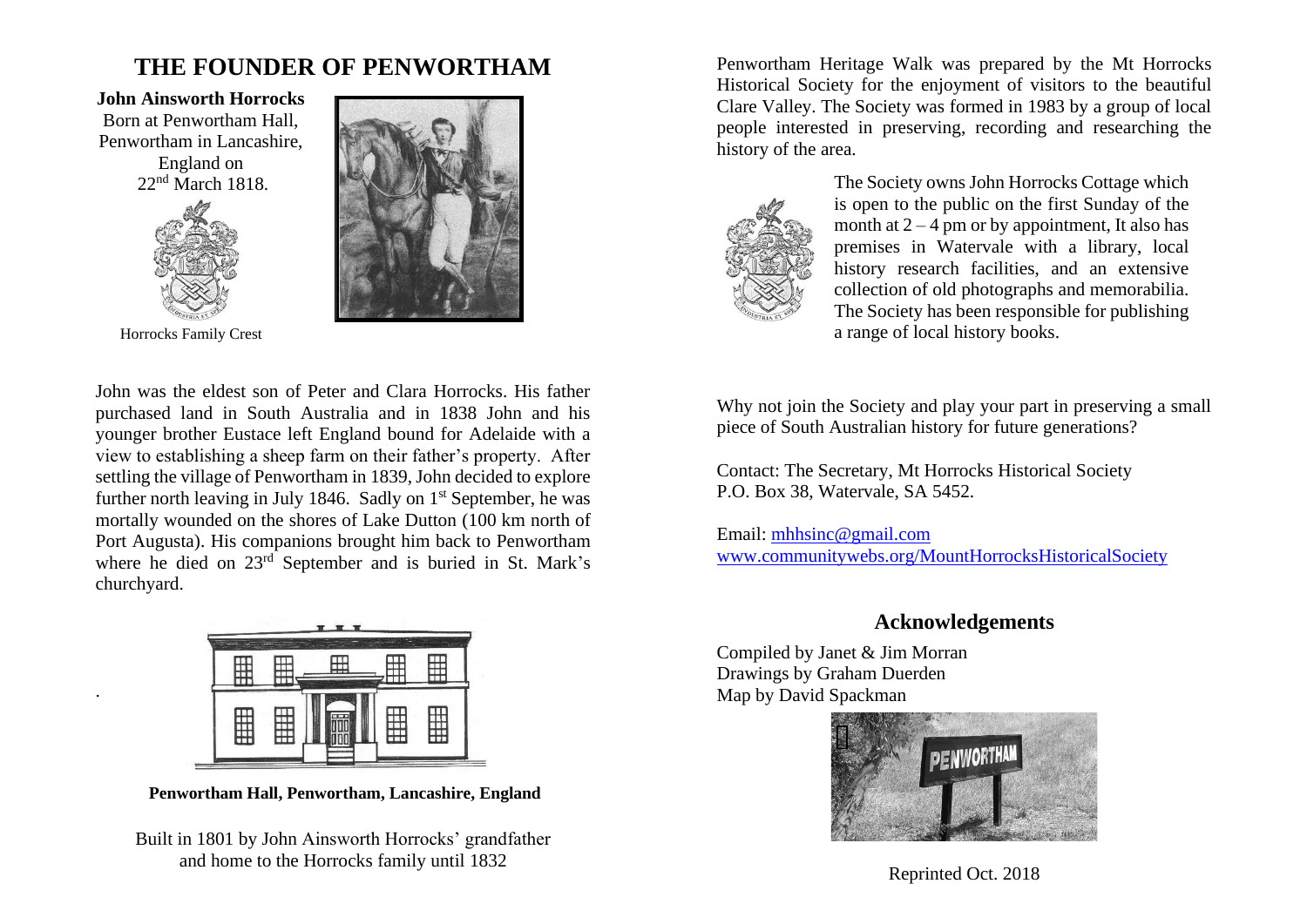# THE FOUNDER OF PENWORTHAM

**John Ainsworth Horrocks**
Born at Penwortham Hall, Penwortham in Lancashire, England on 22nd March 1818.

Horrocks Family Crest

John was the eldest son of Peter and Clara Horrocks. His father purchased land in South Australia and in 1838 John and his younger brother Eustace left England bound for Adelaide with a view to establishing a sheep farm on their father's property. After settling the village of Penwortham in 1839, John decided to explore further north leaving in July 1846. Sadly on 1st September, he was mortally wounded on the shores of Lake Dutton (100 km north of Port Augusta). His companions brought him back to Penwortham where he died on 23rd September and is buried in St. Mark's churchyard.

**Penwortham Hall, Penwortham, Lancashire, England**

Built in 1801 by John Ainsworth Horrocks' grandfather and home to the Horrocks family until 1832

Penwortham Heritage Walk was prepared by the Mt Horrocks Historical Society for the enjoyment of visitors to the beautiful Clare Valley. The Society was formed in 1983 by a group of local people interested in preserving, recording and researching the history of the area.

The Society owns John Horrocks Cottage which is open to the public on the first Sunday of the month at 2 – 4 pm or by appointment, It also has premises in Watervale with a library, local history research facilities, and an extensive collection of old photographs and memorabilia. The Society has been responsible for publishing a range of local history books.

Why not join the Society and play your part in preserving a small piece of South Australian history for future generations?

Contact: The Secretary, Mt Horrocks Historical Society
P.O. Box 38, Watervale, SA 5452.

Email: mhhsinc@gmail.com
www.communitywebs.org/MountHorrocksHistoricalSociety

## Acknowledgements

Compiled by Janet & Jim Morran
Drawings by Graham Duerden
Map by David Spackman

Reprinted Oct. 2018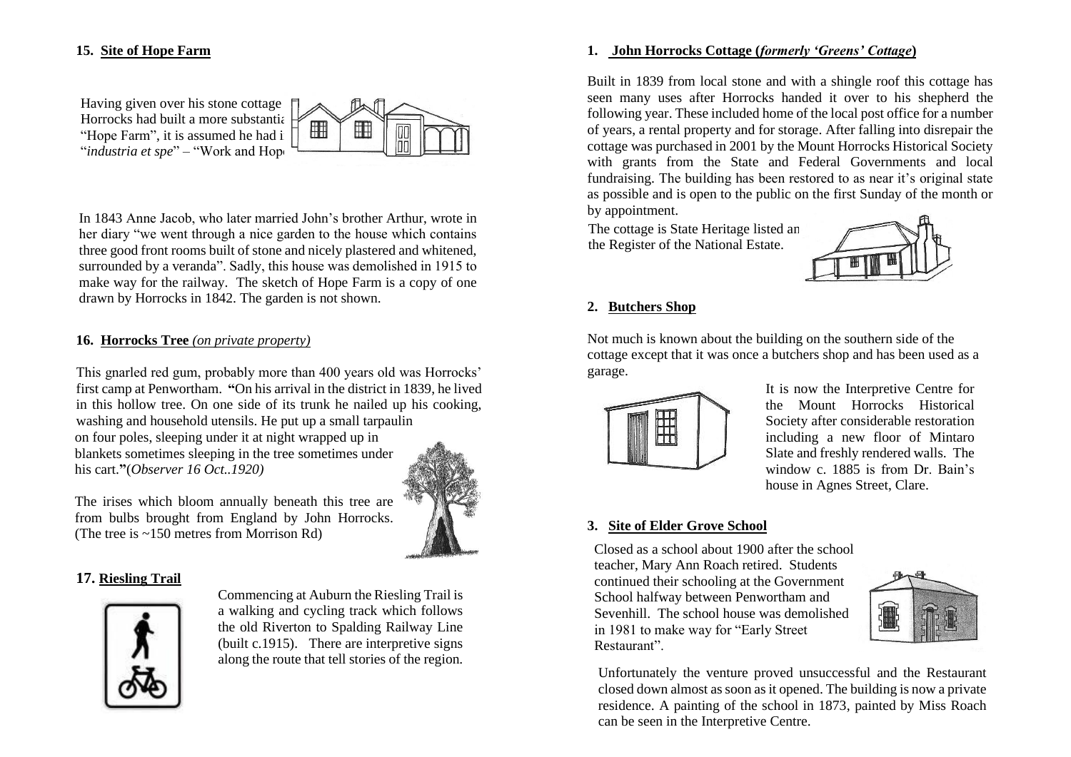## 15. Site of Hope Farm

Having given over his stone cottage Horrocks had built a more substantia "Hope Farm", it is assumed he had i "*industria et spe*" – "Work and Hop

In 1843 Anne Jacob, who later married John's brother Arthur, wrote in her diary "we went through a nice garden to the house which contains three good front rooms built of stone and nicely plastered and whitened, surrounded by a veranda". Sadly, this house was demolished in 1915 to make way for the railway. The sketch of Hope Farm is a copy of one drawn by Horrocks in 1842. The garden is not shown.

## 16. Horrocks Tree *(on private property)*

This gnarled red gum, probably more than 400 years old was Horrocks' first camp at Penwortham. **"**On his arrival in the district in 1839, he lived in this hollow tree. On one side of its trunk he nailed up his cooking, washing and household utensils. He put up a small tarpaulin on four poles, sleeping under it at night wrapped up in blankets sometimes sleeping in the tree sometimes under his cart.**"**(*Observer 16 Oct..1920)*

The irises which bloom annually beneath this tree are from bulbs brought from England by John Horrocks. (The tree is ~150 metres from Morrison Rd)

## 17. Riesling Trail

Commencing at Auburn the Riesling Trail is a walking and cycling track which follows the old Riverton to Spalding Railway Line (built c.1915). There are interpretive signs along the route that tell stories of the region.

## 1. John Horrocks Cottage (*formerly 'Greens' Cottage*)

Built in 1839 from local stone and with a shingle roof this cottage has seen many uses after Horrocks handed it over to his shepherd the following year. These included home of the local post office for a number of years, a rental property and for storage. After falling into disrepair the cottage was purchased in 2001 by the Mount Horrocks Historical Society with grants from the State and Federal Governments and local fundraising. The building has been restored to as near it's original state as possible and is open to the public on the first Sunday of the month or by appointment.

The cottage is State Heritage listed an the Register of the National Estate.

## 2. Butchers Shop

Not much is known about the building on the southern side of the cottage except that it was once a butchers shop and has been used as a garage.

It is now the Interpretive Centre for the Mount Horrocks Historical Society after considerable restoration including a new floor of Mintaro Slate and freshly rendered walls. The window c. 1885 is from Dr. Bain's house in Agnes Street, Clare.

## 3. Site of Elder Grove School

Closed as a school about 1900 after the school teacher, Mary Ann Roach retired. Students continued their schooling at the Government School halfway between Penwortham and Sevenhill. The school house was demolished in 1981 to make way for "Early Street Restaurant".

Unfortunately the venture proved unsuccessful and the Restaurant closed down almost as soon as it opened. The building is now a private residence. A painting of the school in 1873, painted by Miss Roach can be seen in the Interpretive Centre.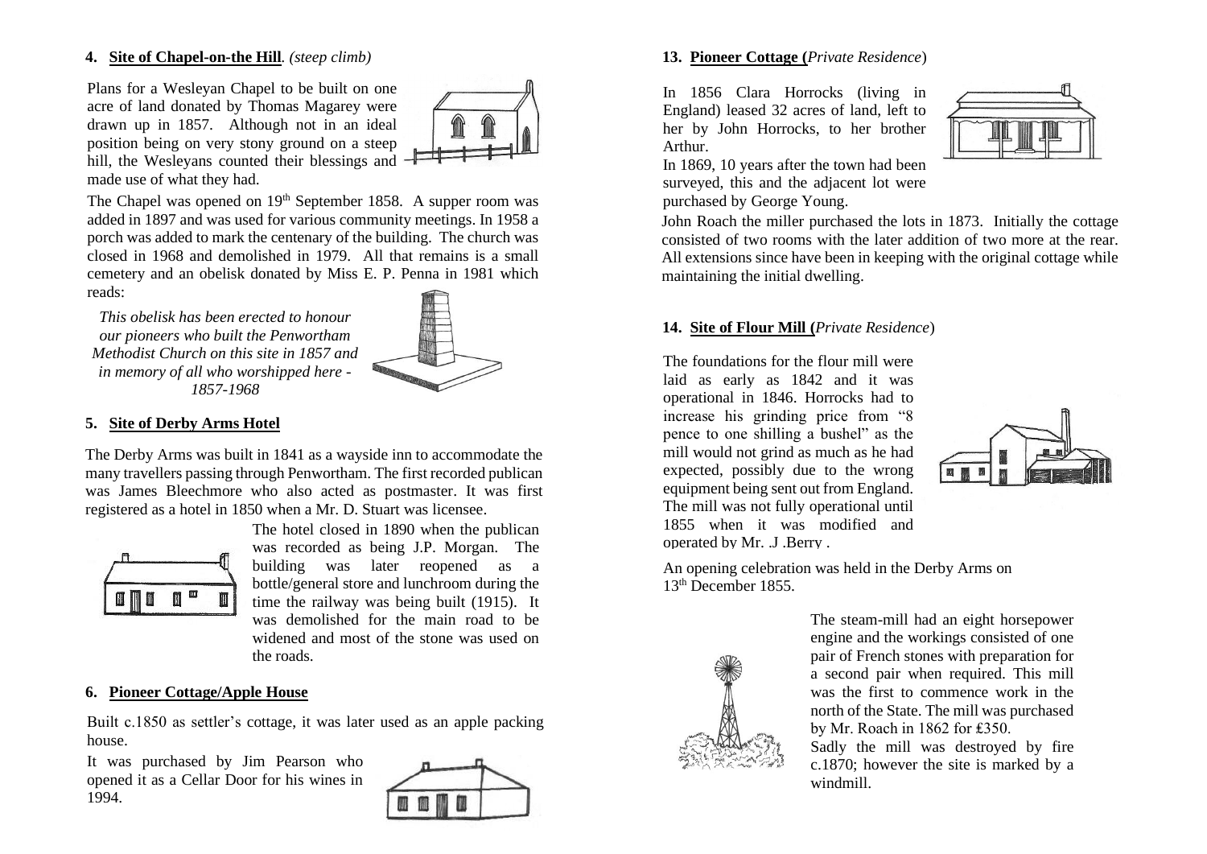#### 4. Site of Chapel-on-the Hill. *(steep climb)*

Plans for a Wesleyan Chapel to be built on one acre of land donated by Thomas Magarey were drawn up in 1857. Although not in an ideal position being on very stony ground on a steep hill, the Wesleyans counted their blessings and made use of what they had.

The Chapel was opened on 19th September 1858. A supper room was added in 1897 and was used for various community meetings. In 1958 a porch was added to mark the centenary of the building. The church was closed in 1968 and demolished in 1979. All that remains is a small cemetery and an obelisk donated by Miss E. P. Penna in 1981 which reads:

*This obelisk has been erected to honour our pioneers who built the Penwortham Methodist Church on this site in 1857 and in memory of all who worshipped here - 1857-1968*

#### 5. Site of Derby Arms Hotel

The Derby Arms was built in 1841 as a wayside inn to accommodate the many travellers passing through Penwortham. The first recorded publican was James Bleechmore who also acted as postmaster. It was first registered as a hotel in 1850 when a Mr. D. Stuart was licensee.

The hotel closed in 1890 when the publican was recorded as being J.P. Morgan. The building was later reopened as a bottle/general store and lunchroom during the time the railway was being built (1915). It was demolished for the main road to be widened and most of the stone was used on the roads.

#### 6. Pioneer Cottage/Apple House

Built c.1850 as settler's cottage, it was later used as an apple packing house.

It was purchased by Jim Pearson who opened it as a Cellar Door for his wines in 1994.

#### 13. Pioneer Cottage (*Private Residence*)

In 1856 Clara Horrocks (living in England) leased 32 acres of land, left to her by John Horrocks, to her brother Arthur.

In 1869, 10 years after the town had been surveyed, this and the adjacent lot were purchased by George Young.

John Roach the miller purchased the lots in 1873. Initially the cottage consisted of two rooms with the later addition of two more at the rear. All extensions since have been in keeping with the original cottage while maintaining the initial dwelling.

#### 14. Site of Flour Mill (*Private Residence*)

The foundations for the flour mill were laid as early as 1842 and it was operational in 1846. Horrocks had to increase his grinding price from "8 pence to one shilling a bushel" as the mill would not grind as much as he had expected, possibly due to the wrong equipment being sent out from England. The mill was not fully operational until 1855 when it was modified and operated by Mr. J .Berry .

An opening celebration was held in the Derby Arms on 13th December 1855.

The steam-mill had an eight horsepower engine and the workings consisted of one pair of French stones with preparation for a second pair when required. This mill was the first to commence work in the north of the State. The mill was purchased by Mr. Roach in 1862 for ₤350.

Sadly the mill was destroyed by fire c.1870; however the site is marked by a windmill.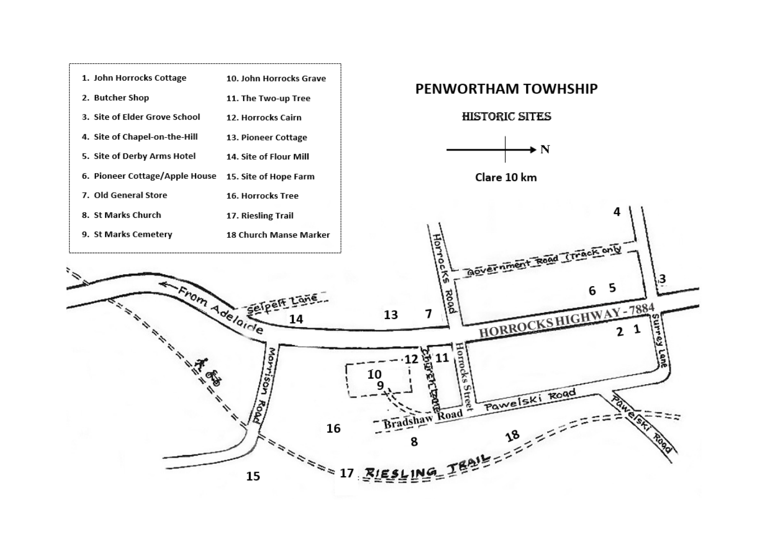## PENWORTHAM TOWHSHIP

### HISTORIC SITES

N

Clare 10 km

1. John Horrocks Cottage
2. Butcher Shop
3. Site of Elder Grove School
4. Site of Chapel-on-the-Hill
5. Site of Derby Arms Hotel
6. Pioneer Cottage/Apple House
7. Old General Store
8. St Marks Church
9. St Marks Cemetery
10. John Horrocks Grave
11. The Two-up Tree
12. Horrocks Cairn
13. Pioneer Cottage
14. Site of Flour Mill
15. Site of Hope Farm
16. Horrocks Tree
17. Riesling Trail
18 Church Manse Marker

From Adelaide

Selpelt Lane

Horrocks Road

Government Road (Track only)

HORROCKS HIGHWAY - 7884

Surrey Lane

Morrison Road

Church Lane

Horrocks Street

Bradshaw Road

Pawelski Road

Pawelski Road

RIESLING TRAIL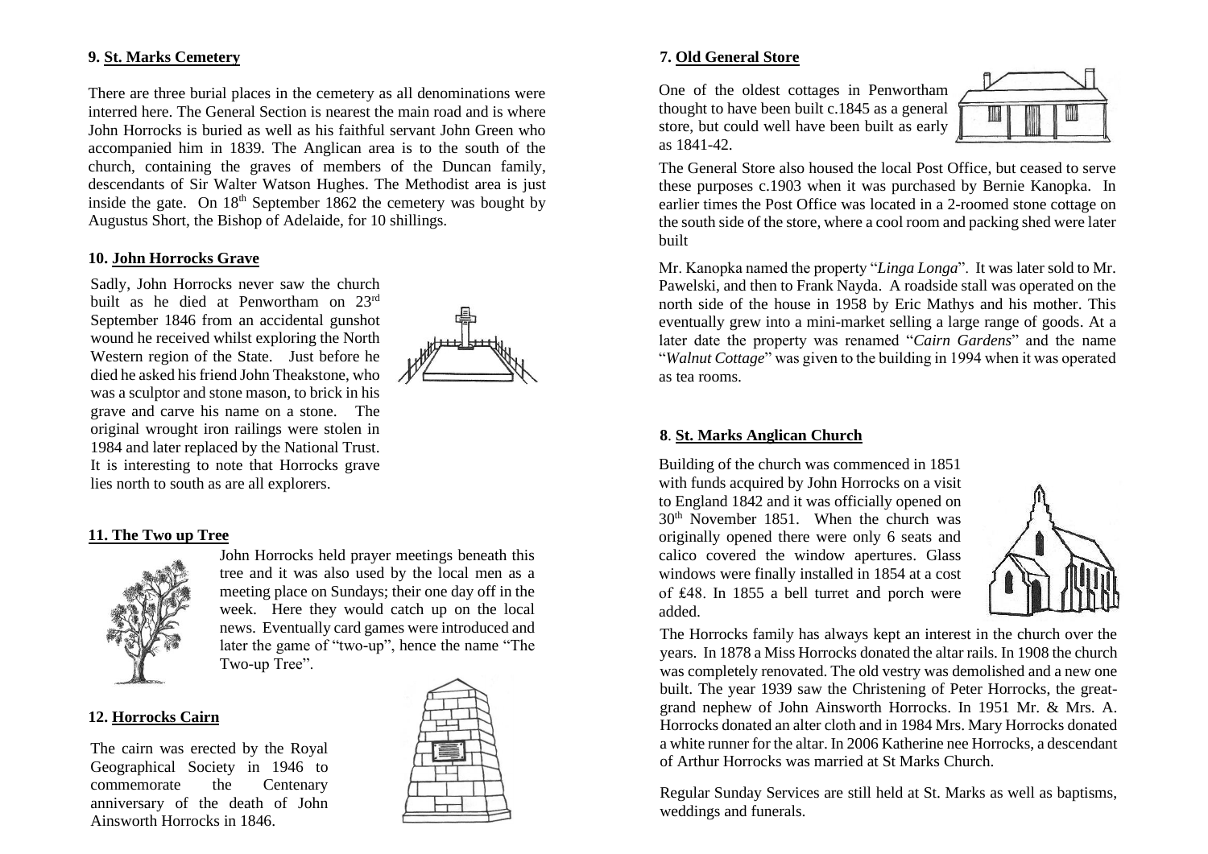## 9. St. Marks Cemetery

There are three burial places in the cemetery as all denominations were interred here. The General Section is nearest the main road and is where John Horrocks is buried as well as his faithful servant John Green who accompanied him in 1839. The Anglican area is to the south of the church, containing the graves of members of the Duncan family, descendants of Sir Walter Watson Hughes. The Methodist area is just inside the gate. On 18th September 1862 the cemetery was bought by Augustus Short, the Bishop of Adelaide, for 10 shillings.

## 10. John Horrocks Grave

Sadly, John Horrocks never saw the church built as he died at Penwortham on 23rd September 1846 from an accidental gunshot wound he received whilst exploring the North Western region of the State. Just before he died he asked his friend John Theakstone, who was a sculptor and stone mason, to brick in his grave and carve his name on a stone. The original wrought iron railings were stolen in 1984 and later replaced by the National Trust. It is interesting to note that Horrocks grave lies north to south as are all explorers.

## 11. The Two up Tree

John Horrocks held prayer meetings beneath this tree and it was also used by the local men as a meeting place on Sundays; their one day off in the week. Here they would catch up on the local news. Eventually card games were introduced and later the game of "two-up", hence the name "The Two-up Tree".

## 12. Horrocks Cairn

The cairn was erected by the Royal Geographical Society in 1946 to commemorate the Centenary anniversary of the death of John Ainsworth Horrocks in 1846.

## 7. Old General Store

One of the oldest cottages in Penwortham thought to have been built c.1845 as a general store, but could well have been built as early as 1841-42.

The General Store also housed the local Post Office, but ceased to serve these purposes c.1903 when it was purchased by Bernie Kanopka. In earlier times the Post Office was located in a 2-roomed stone cottage on the south side of the store, where a cool room and packing shed were later built

Mr. Kanopka named the property "*Linga Longa*". It was later sold to Mr. Pawelski, and then to Frank Nayda. A roadside stall was operated on the north side of the house in 1958 by Eric Mathys and his mother. This eventually grew into a mini-market selling a large range of goods. At a later date the property was renamed "*Cairn Gardens*" and the name "*Walnut Cottage*" was given to the building in 1994 when it was operated as tea rooms.

## 8. St. Marks Anglican Church

Building of the church was commenced in 1851 with funds acquired by John Horrocks on a visit to England 1842 and it was officially opened on 30th November 1851. When the church was originally opened there were only 6 seats and calico covered the window apertures. Glass windows were finally installed in 1854 at a cost of £48. In 1855 a bell turret and porch were added.

The Horrocks family has always kept an interest in the church over the years. In 1878 a Miss Horrocks donated the altar rails. In 1908 the church was completely renovated. The old vestry was demolished and a new one built. The year 1939 saw the Christening of Peter Horrocks, the great-grand nephew of John Ainsworth Horrocks. In 1951 Mr. & Mrs. A. Horrocks donated an alter cloth and in 1984 Mrs. Mary Horrocks donated a white runner for the altar. In 2006 Katherine nee Horrocks, a descendant of Arthur Horrocks was married at St Marks Church.

Regular Sunday Services are still held at St. Marks as well as baptisms, weddings and funerals.